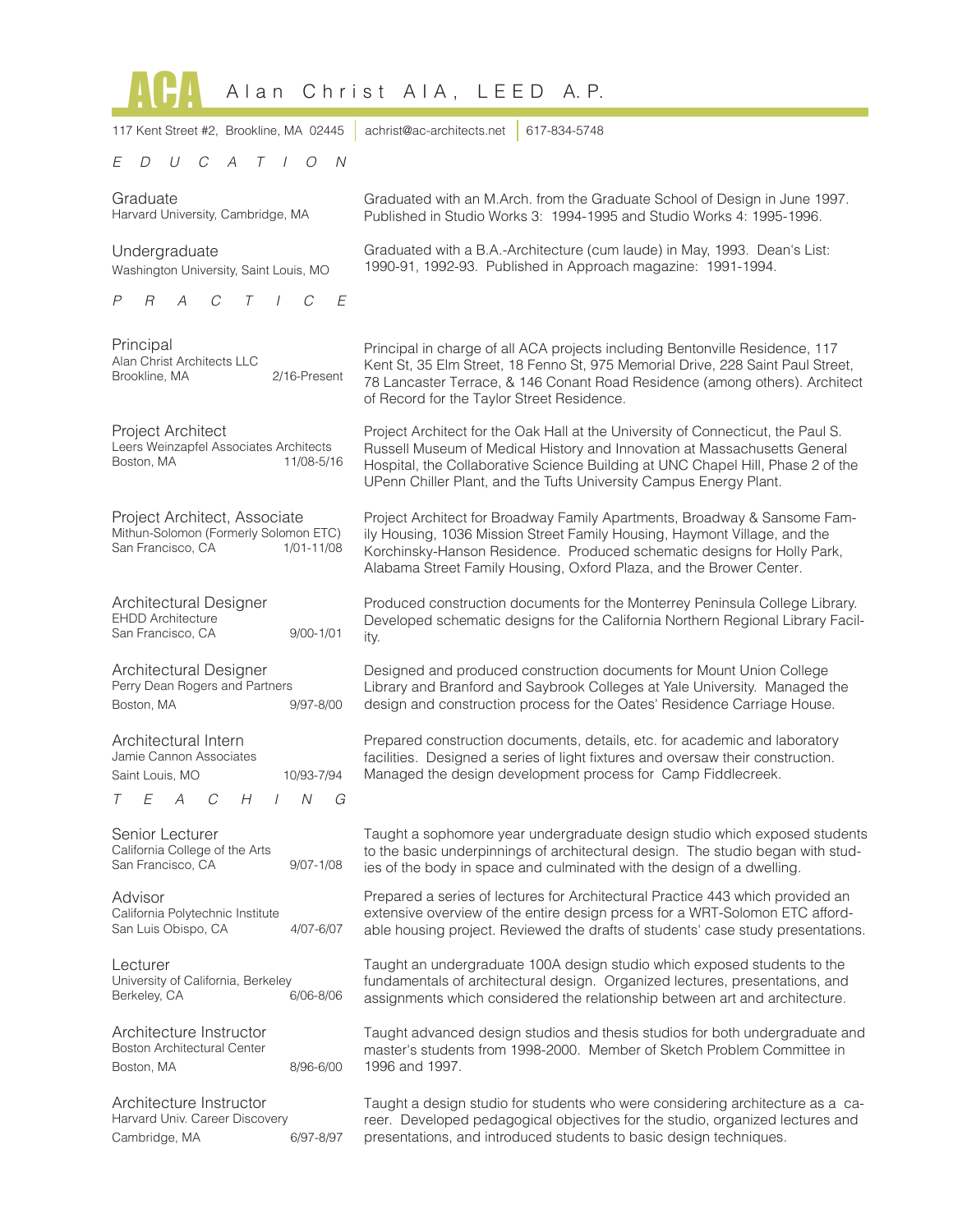# ACA Alan Christ AIA, LEED A.P.

117 Kent Street #2, Brookline, MA 02445 | achrist@ac-architects.net | 617-834-5748

## EDUCATION

**Graduate**
Harvard University, Cambridge, MA

Graduated with an M.Arch. from the Graduate School of Design in June 1997. Published in Studio Works 3: 1994-1995 and Studio Works 4: 1995-1996.

**Undergraduate**
Washington University, Saint Louis, MO

Graduated with a B.A.-Architecture (cum laude) in May, 1993. Dean's List: 1990-91, 1992-93. Published in Approach magazine: 1991-1994.

## PRACTICE

**Principal**
Alan Christ Architects LLC
Brookline, MA — 2/16-Present

Principal in charge of all ACA projects including Bentonville Residence, 117 Kent St, 35 Elm Street, 18 Fenno St, 975 Memorial Drive, 228 Saint Paul Street, 78 Lancaster Terrace, & 146 Conant Road Residence (among others). Architect of Record for the Taylor Street Residence.

**Project Architect**
Leers Weinzapfel Associates Architects
Boston, MA — 11/08-5/16

Project Architect for the Oak Hall at the University of Connecticut, the Paul S. Russell Museum of Medical History and Innovation at Massachusetts General Hospital, the Collaborative Science Building at UNC Chapel Hill, Phase 2 of the UPenn Chiller Plant, and the Tufts University Campus Energy Plant.

**Project Architect, Associate**
Mithun-Solomon (Formerly Solomon ETC)
San Francisco, CA — 1/01-11/08

Project Architect for Broadway Family Apartments, Broadway & Sansome Family Housing, 1036 Mission Street Family Housing, Haymont Village, and the Korchinsky-Hanson Residence. Produced schematic designs for Holly Park, Alabama Street Family Housing, Oxford Plaza, and the Brower Center.

**Architectural Designer**
EHDD Architecture
San Francisco, CA — 9/00-1/01

Produced construction documents for the Monterrey Peninsula College Library. Developed schematic designs for the California Northern Regional Library Facility.

**Architectural Designer**
Perry Dean Rogers and Partners
Boston, MA — 9/97-8/00

Designed and produced construction documents for Mount Union College Library and Branford and Saybrook Colleges at Yale University. Managed the design and construction process for the Oates' Residence Carriage House.

**Architectural Intern**
Jamie Cannon Associates
Saint Louis, MO — 10/93-7/94

Prepared construction documents, details, etc. for academic and laboratory facilities. Designed a series of light fixtures and oversaw their construction. Managed the design development process for Camp Fiddlecreek.

## TEACHING

**Senior Lecturer**
California College of the Arts
San Francisco, CA — 9/07-1/08

Taught a sophomore year undergraduate design studio which exposed students to the basic underpinnings of architectural design. The studio began with studies of the body in space and culminated with the design of a dwelling.

**Advisor**
California Polytechnic Institute
San Luis Obispo, CA — 4/07-6/07

Prepared a series of lectures for Architectural Practice 443 which provided an extensive overview of the entire design prcess for a WRT-Solomon ETC affordable housing project. Reviewed the drafts of students' case study presentations.

**Lecturer**
University of California, Berkeley
Berkeley, CA — 6/06-8/06

Taught an undergraduate 100A design studio which exposed students to the fundamentals of architectural design. Organized lectures, presentations, and assignments which considered the relationship between art and architecture.

**Architecture Instructor**
Boston Architectural Center
Boston, MA — 8/96-6/00

Taught advanced design studios and thesis studios for both undergraduate and master's students from 1998-2000. Member of Sketch Problem Committee in 1996 and 1997.

**Architecture Instructor**
Harvard Univ. Career Discovery
Cambridge, MA — 6/97-8/97

Taught a design studio for students who were considering architecture as a career. Developed pedagogical objectives for the studio, organized lectures and presentations, and introduced students to basic design techniques.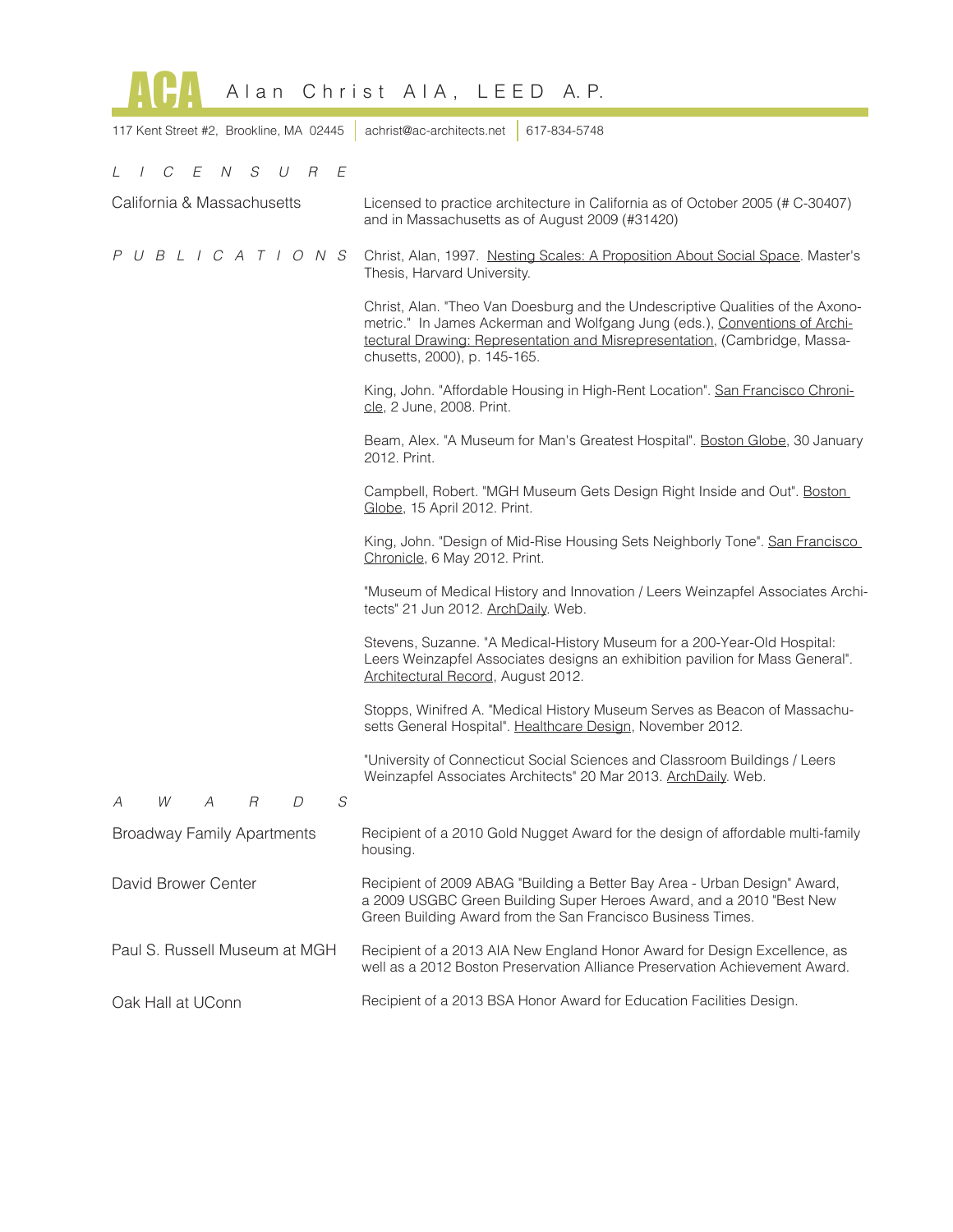# ACA Alan Christ AIA, LEED A. P.

117 Kent Street #2, Brookline, MA 02445 | achrist@ac-architects.net | 617-834-5748

## LICENSURE

**California & Massachusetts**

Licensed to practice architecture in California as of October 2005 (# C-30407) and in Massachusetts as of August 2009 (#31420)

## PUBLICATIONS

Christ, Alan, 1997. Nesting Scales: A Proposition About Social Space. Master's Thesis, Harvard University.

Christ, Alan. "Theo Van Doesburg and the Undescriptive Qualities of the Axonometric." In James Ackerman and Wolfgang Jung (eds.), Conventions of Architectural Drawing: Representation and Misrepresentation, (Cambridge, Massachusetts, 2000), p. 145-165.

King, John. "Affordable Housing in High-Rent Location". San Francisco Chronicle, 2 June, 2008. Print.

Beam, Alex. "A Museum for Man's Greatest Hospital". Boston Globe, 30 January 2012. Print.

Campbell, Robert. "MGH Museum Gets Design Right Inside and Out". Boston Globe, 15 April 2012. Print.

King, John. "Design of Mid-Rise Housing Sets Neighborly Tone". San Francisco Chronicle, 6 May 2012. Print.

"Museum of Medical History and Innovation / Leers Weinzapfel Associates Architects" 21 Jun 2012. ArchDaily. Web.

Stevens, Suzanne. "A Medical-History Museum for a 200-Year-Old Hospital: Leers Weinzapfel Associates designs an exhibition pavilion for Mass General". Architectural Record, August 2012.

Stopps, Winifred A. "Medical History Museum Serves as Beacon of Massachusetts General Hospital". Healthcare Design, November 2012.

"University of Connecticut Social Sciences and Classroom Buildings / Leers Weinzapfel Associates Architects" 20 Mar 2013. ArchDaily. Web.

## AWARDS

**Broadway Family Apartments**

Recipient of a 2010 Gold Nugget Award for the design of affordable multi-family housing.

**David Brower Center**

Recipient of 2009 ABAG "Building a Better Bay Area - Urban Design" Award, a 2009 USGBC Green Building Super Heroes Award, and a 2010 "Best New Green Building Award from the San Francisco Business Times.

**Paul S. Russell Museum at MGH**

Recipient of a 2013 AIA New England Honor Award for Design Excellence, as well as a 2012 Boston Preservation Alliance Preservation Achievement Award.

**Oak Hall at UConn**

Recipient of a 2013 BSA Honor Award for Education Facilities Design.